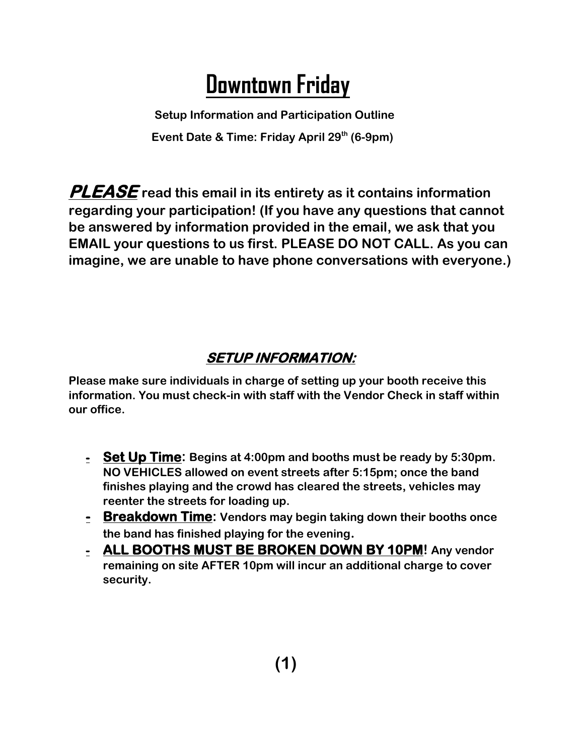# Downtown Friday

**Setup Information and Participation Outline**

**Event Date & Time: Friday April 29th (6-9pm)**

***PLEASE*** **read this email in its entirety as it contains information regarding your participation! (If you have any questions that cannot be answered by information provided in the email, we ask that you EMAIL your questions to us first. PLEASE DO NOT CALL. As you can imagine, we are unable to have phone conversations with everyone.)**

## ***SETUP INFORMATION:***

**Please make sure individuals in charge of setting up your booth receive this information. You must check-in with staff with the Vendor Check in staff within our office.**

- **Set Up Time: Begins at 4:00pm and booths must be ready by 5:30pm. NO VEHICLES allowed on event streets after 5:15pm; once the band finishes playing and the crowd has cleared the streets, vehicles may reenter the streets for loading up.**
- **Breakdown Time: Vendors may begin taking down their booths once the band has finished playing for the evening.**
- **ALL BOOTHS MUST BE BROKEN DOWN BY 10PM! Any vendor remaining on site AFTER 10pm will incur an additional charge to cover security.**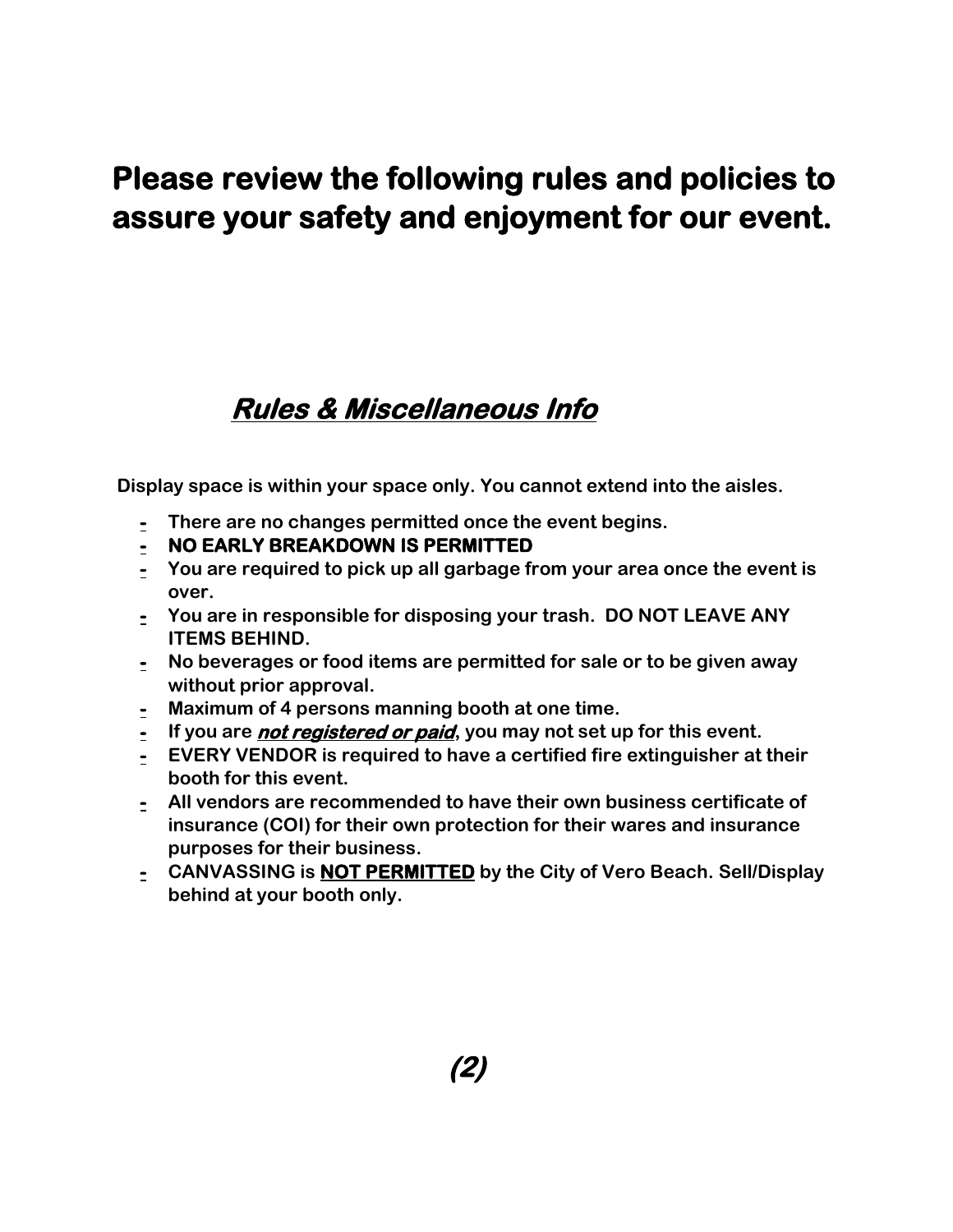# Please review the following rules and policies to assure your safety and enjoyment for our event.

## ***Rules & Miscellaneous Info***

**Display space is within your space only. You cannot extend into the aisles.**

- **There are no changes permitted once the event begins.**
- **NO EARLY BREAKDOWN IS PERMITTED**
- **You are required to pick up all garbage from your area once the event is over.**
- **You are in responsible for disposing your trash. DO NOT LEAVE ANY ITEMS BEHIND.**
- **No beverages or food items are permitted for sale or to be given away without prior approval.**
- **Maximum of 4 persons manning booth at one time.**
- **If you are *not registered or paid*, you may not set up for this event.**
- **EVERY VENDOR is required to have a certified fire extinguisher at their booth for this event.**
- **All vendors are recommended to have their own business certificate of insurance (COI) for their own protection for their wares and insurance purposes for their business.**
- **CANVASSING is NOT PERMITTED by the City of Vero Beach. Sell/Display behind at your booth only.**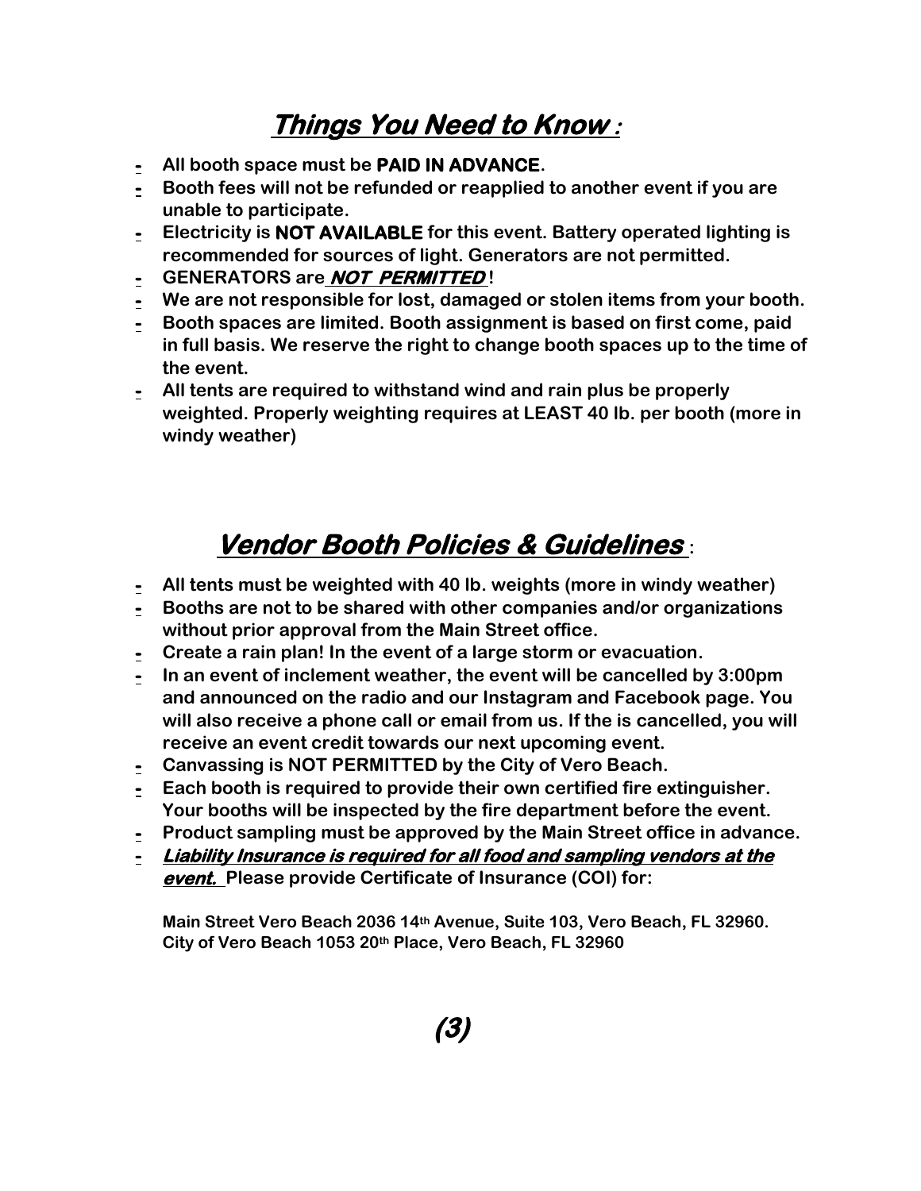## ***Things You Need to Know*** :

- All booth space must be **PAID IN ADVANCE**.
- Booth fees will not be refunded or reapplied to another event if you are unable to participate.
- Electricity is **NOT AVAILABLE** for this event. Battery operated lighting is recommended for sources of light. Generators are not permitted.
- GENERATORS are ***NOT PERMITTED*** !
- We are not responsible for lost, damaged or stolen items from your booth.
- Booth spaces are limited. Booth assignment is based on first come, paid in full basis. We reserve the right to change booth spaces up to the time of the event.
- All tents are required to withstand wind and rain plus be properly weighted. Properly weighting requires at LEAST 40 lb. per booth (more in windy weather)

## ***Vendor Booth Policies & Guidelines*** :

- All tents must be weighted with 40 lb. weights (more in windy weather)
- Booths are not to be shared with other companies and/or organizations without prior approval from the Main Street office.
- Create a rain plan! In the event of a large storm or evacuation.
- In an event of inclement weather, the event will be cancelled by 3:00pm and announced on the radio and our Instagram and Facebook page. You will also receive a phone call or email from us. If the is cancelled, you will receive an event credit towards our next upcoming event.
- Canvassing is NOT PERMITTED by the City of Vero Beach.
- Each booth is required to provide their own certified fire extinguisher. Your booths will be inspected by the fire department before the event.
- Product sampling must be approved by the Main Street office in advance.
- ***Liability Insurance is required for all food and sampling vendors at the event.*** Please provide Certificate of Insurance (COI) for:

  Main Street Vero Beach 2036 14th Avenue, Suite 103, Vero Beach, FL 32960.
  City of Vero Beach 1053 20th Place, Vero Beach, FL 32960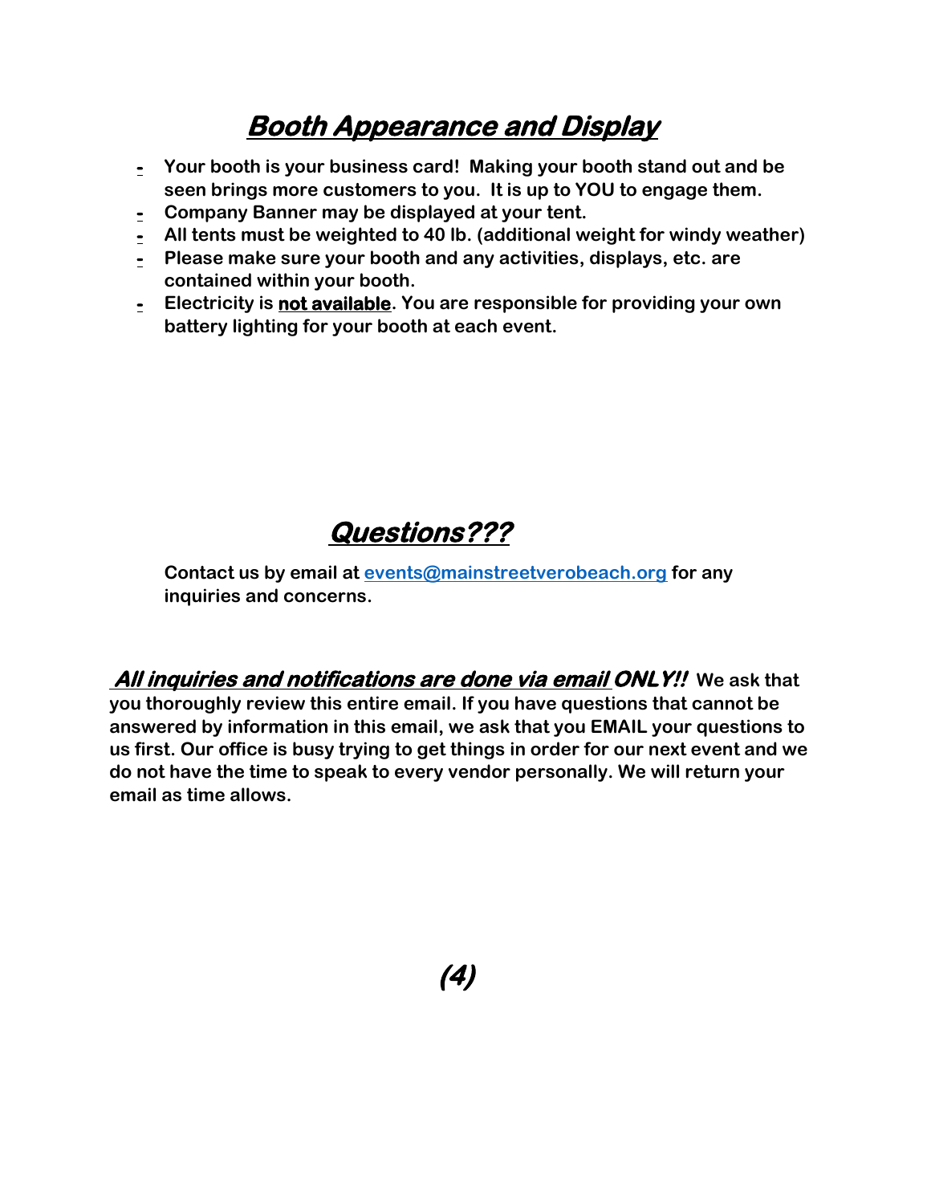## ***Booth Appearance and Display***

- **Your booth is your business card! Making your booth stand out and be seen brings more customers to you. It is up to YOU to engage them.**
- **Company Banner may be displayed at your tent.**
- **All tents must be weighted to 40 lb. (additional weight for windy weather)**
- **Please make sure your booth and any activities, displays, etc. are contained within your booth.**
- **Electricity is <u>not available</u>. You are responsible for providing your own battery lighting for your booth at each event.**

## ***Questions???***

**Contact us by email at [events@mainstreetverobeach.org](mailto:events@mainstreetverobeach.org) for any inquiries and concerns.**

***<u>All inquiries and notifications are done via email</u> ONLY!!*** **We ask that you thoroughly review this entire email. If you have questions that cannot be answered by information in this email, we ask that you EMAIL your questions to us first. Our office is busy trying to get things in order for our next event and we do not have the time to speak to every vendor personally. We will return your email as time allows.**